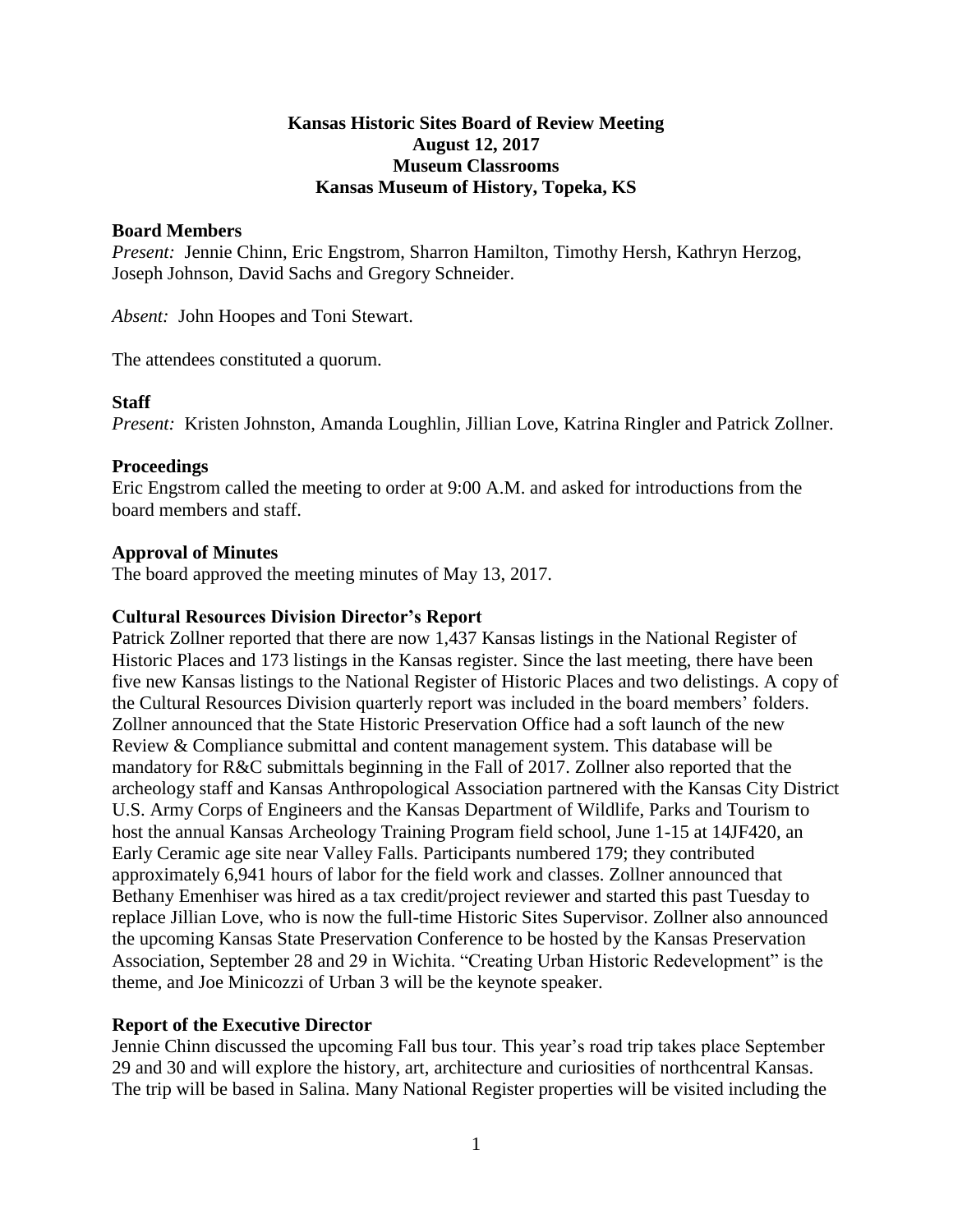# Kansas Historic Sites Board of Review Meeting
## August 12, 2017
## Museum Classrooms
## Kansas Museum of History, Topeka, KS

### Board Members

*Present:* Jennie Chinn, Eric Engstrom, Sharron Hamilton, Timothy Hersh, Kathryn Herzog, Joseph Johnson, David Sachs and Gregory Schneider.

*Absent:* John Hoopes and Toni Stewart.

The attendees constituted a quorum.

### Staff

*Present:* Kristen Johnston, Amanda Loughlin, Jillian Love, Katrina Ringler and Patrick Zollner.

### Proceedings

Eric Engstrom called the meeting to order at 9:00 A.M. and asked for introductions from the board members and staff.

### Approval of Minutes

The board approved the meeting minutes of May 13, 2017.

### Cultural Resources Division Director's Report

Patrick Zollner reported that there are now 1,437 Kansas listings in the National Register of Historic Places and 173 listings in the Kansas register. Since the last meeting, there have been five new Kansas listings to the National Register of Historic Places and two delistings. A copy of the Cultural Resources Division quarterly report was included in the board members' folders. Zollner announced that the State Historic Preservation Office had a soft launch of the new Review & Compliance submittal and content management system. This database will be mandatory for R&C submittals beginning in the Fall of 2017. Zollner also reported that the archeology staff and Kansas Anthropological Association partnered with the Kansas City District U.S. Army Corps of Engineers and the Kansas Department of Wildlife, Parks and Tourism to host the annual Kansas Archeology Training Program field school, June 1-15 at 14JF420, an Early Ceramic age site near Valley Falls. Participants numbered 179; they contributed approximately 6,941 hours of labor for the field work and classes. Zollner announced that Bethany Emenhiser was hired as a tax credit/project reviewer and started this past Tuesday to replace Jillian Love, who is now the full-time Historic Sites Supervisor. Zollner also announced the upcoming Kansas State Preservation Conference to be hosted by the Kansas Preservation Association, September 28 and 29 in Wichita. "Creating Urban Historic Redevelopment" is the theme, and Joe Minicozzi of Urban 3 will be the keynote speaker.

### Report of the Executive Director

Jennie Chinn discussed the upcoming Fall bus tour. This year's road trip takes place September 29 and 30 and will explore the history, art, architecture and curiosities of northcentral Kansas. The trip will be based in Salina. Many National Register properties will be visited including the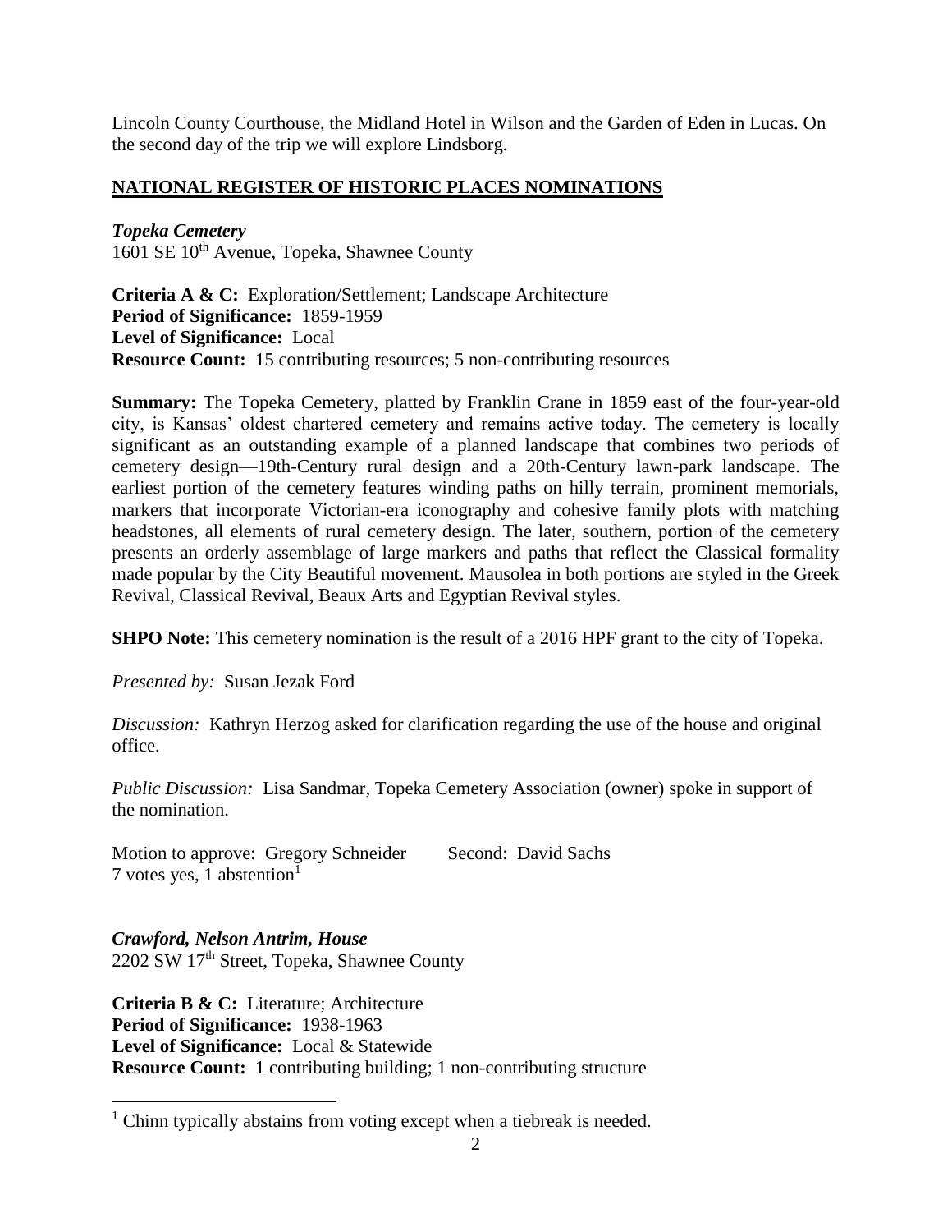Lincoln County Courthouse, the Midland Hotel in Wilson and the Garden of Eden in Lucas. On the second day of the trip we will explore Lindsborg.

## NATIONAL REGISTER OF HISTORIC PLACES NOMINATIONS

***Topeka Cemetery***
1601 SE 10th Avenue, Topeka, Shawnee County

**Criteria A & C:** Exploration/Settlement; Landscape Architecture
**Period of Significance:** 1859-1959
**Level of Significance:** Local
**Resource Count:** 15 contributing resources; 5 non-contributing resources

**Summary:** The Topeka Cemetery, platted by Franklin Crane in 1859 east of the four-year-old city, is Kansas' oldest chartered cemetery and remains active today. The cemetery is locally significant as an outstanding example of a planned landscape that combines two periods of cemetery design—19th-Century rural design and a 20th-Century lawn-park landscape. The earliest portion of the cemetery features winding paths on hilly terrain, prominent memorials, markers that incorporate Victorian-era iconography and cohesive family plots with matching headstones, all elements of rural cemetery design. The later, southern, portion of the cemetery presents an orderly assemblage of large markers and paths that reflect the Classical formality made popular by the City Beautiful movement. Mausolea in both portions are styled in the Greek Revival, Classical Revival, Beaux Arts and Egyptian Revival styles.

**SHPO Note:** This cemetery nomination is the result of a 2016 HPF grant to the city of Topeka.

*Presented by:* Susan Jezak Ford

*Discussion:* Kathryn Herzog asked for clarification regarding the use of the house and original office.

*Public Discussion:* Lisa Sandmar, Topeka Cemetery Association (owner) spoke in support of the nomination.

Motion to approve: Gregory Schneider Second: David Sachs
7 votes yes, 1 abstention[1]

***Crawford, Nelson Antrim, House***
2202 SW 17th Street, Topeka, Shawnee County

**Criteria B & C:** Literature; Architecture
**Period of Significance:** 1938-1963
**Level of Significance:** Local & Statewide
**Resource Count:** 1 contributing building; 1 non-contributing structure

[1] Chinn typically abstains from voting except when a tiebreak is needed.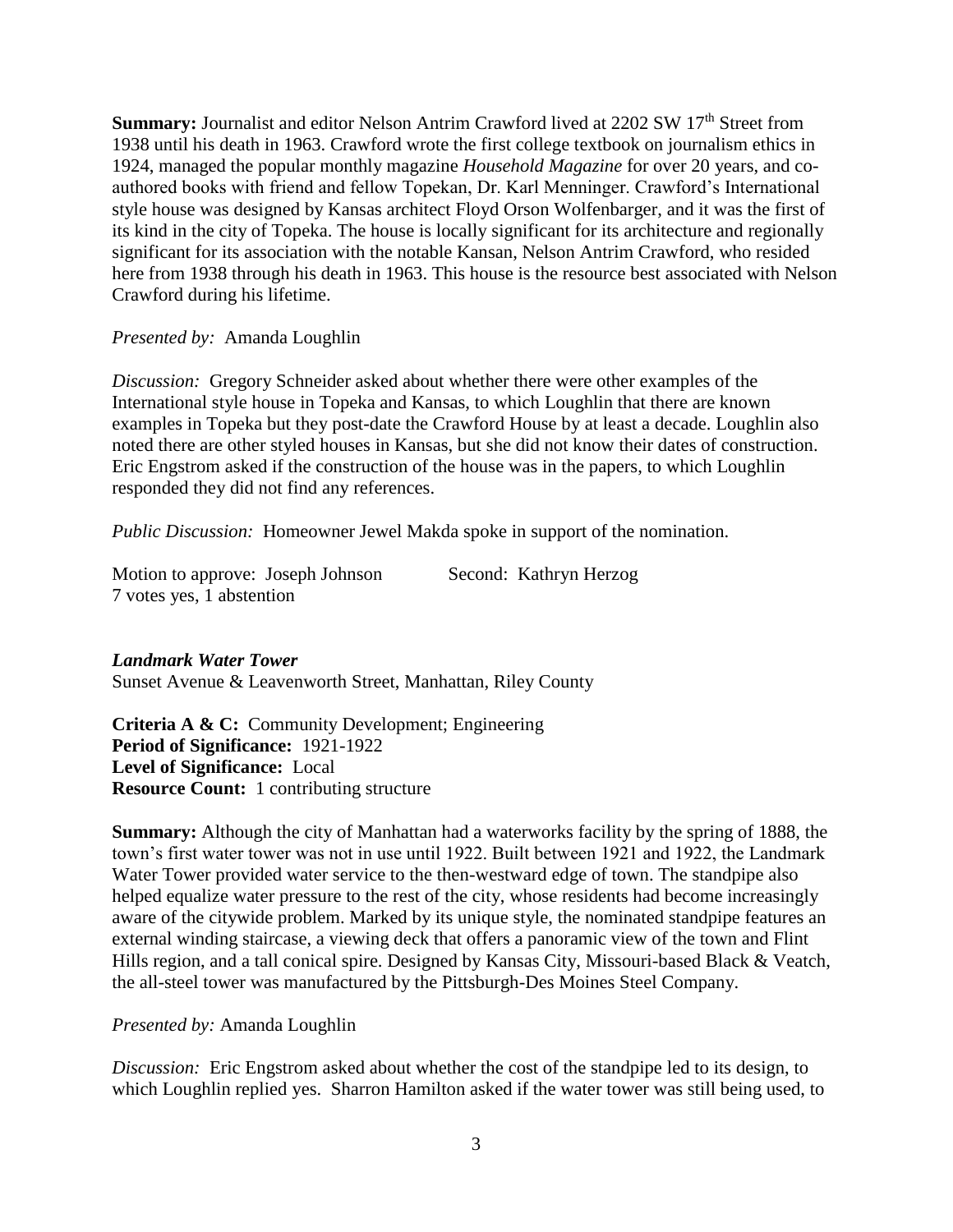**Summary:** Journalist and editor Nelson Antrim Crawford lived at 2202 SW 17th Street from 1938 until his death in 1963. Crawford wrote the first college textbook on journalism ethics in 1924, managed the popular monthly magazine *Household Magazine* for over 20 years, and co-authored books with friend and fellow Topekan, Dr. Karl Menninger. Crawford's International style house was designed by Kansas architect Floyd Orson Wolfenbarger, and it was the first of its kind in the city of Topeka. The house is locally significant for its architecture and regionally significant for its association with the notable Kansan, Nelson Antrim Crawford, who resided here from 1938 through his death in 1963. This house is the resource best associated with Nelson Crawford during his lifetime.

*Presented by:* Amanda Loughlin

*Discussion:* Gregory Schneider asked about whether there were other examples of the International style house in Topeka and Kansas, to which Loughlin that there are known examples in Topeka but they post-date the Crawford House by at least a decade. Loughlin also noted there are other styled houses in Kansas, but she did not know their dates of construction. Eric Engstrom asked if the construction of the house was in the papers, to which Loughlin responded they did not find any references.

*Public Discussion:* Homeowner Jewel Makda spoke in support of the nomination.

Motion to approve: Joseph Johnson  Second: Kathryn Herzog
7 votes yes, 1 abstention

***Landmark Water Tower***
Sunset Avenue & Leavenworth Street, Manhattan, Riley County

**Criteria A & C:** Community Development; Engineering
**Period of Significance:** 1921-1922
**Level of Significance:** Local
**Resource Count:** 1 contributing structure

**Summary:** Although the city of Manhattan had a waterworks facility by the spring of 1888, the town's first water tower was not in use until 1922. Built between 1921 and 1922, the Landmark Water Tower provided water service to the then-westward edge of town. The standpipe also helped equalize water pressure to the rest of the city, whose residents had become increasingly aware of the citywide problem. Marked by its unique style, the nominated standpipe features an external winding staircase, a viewing deck that offers a panoramic view of the town and Flint Hills region, and a tall conical spire. Designed by Kansas City, Missouri-based Black & Veatch, the all-steel tower was manufactured by the Pittsburgh-Des Moines Steel Company.

*Presented by:* Amanda Loughlin

*Discussion:* Eric Engstrom asked about whether the cost of the standpipe led to its design, to which Loughlin replied yes. Sharron Hamilton asked if the water tower was still being used, to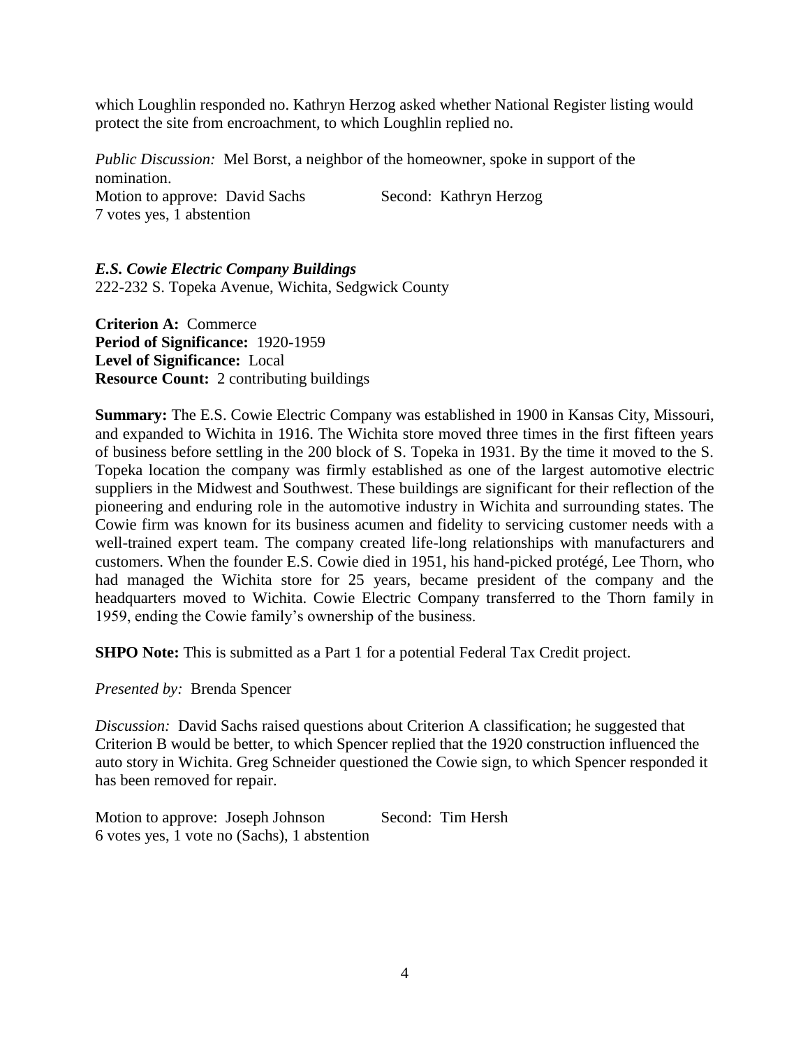which Loughlin responded no. Kathryn Herzog asked whether National Register listing would protect the site from encroachment, to which Loughlin replied no.

*Public Discussion:* Mel Borst, a neighbor of the homeowner, spoke in support of the nomination.
Motion to approve: David Sachs Second: Kathryn Herzog
7 votes yes, 1 abstention

***E.S. Cowie Electric Company Buildings***
222-232 S. Topeka Avenue, Wichita, Sedgwick County

**Criterion A:** Commerce
**Period of Significance:** 1920-1959
**Level of Significance:** Local
**Resource Count:** 2 contributing buildings

**Summary:** The E.S. Cowie Electric Company was established in 1900 in Kansas City, Missouri, and expanded to Wichita in 1916. The Wichita store moved three times in the first fifteen years of business before settling in the 200 block of S. Topeka in 1931. By the time it moved to the S. Topeka location the company was firmly established as one of the largest automotive electric suppliers in the Midwest and Southwest. These buildings are significant for their reflection of the pioneering and enduring role in the automotive industry in Wichita and surrounding states. The Cowie firm was known for its business acumen and fidelity to servicing customer needs with a well-trained expert team. The company created life-long relationships with manufacturers and customers. When the founder E.S. Cowie died in 1951, his hand-picked protégé, Lee Thorn, who had managed the Wichita store for 25 years, became president of the company and the headquarters moved to Wichita. Cowie Electric Company transferred to the Thorn family in 1959, ending the Cowie family's ownership of the business.

**SHPO Note:** This is submitted as a Part 1 for a potential Federal Tax Credit project.

*Presented by:* Brenda Spencer

*Discussion:* David Sachs raised questions about Criterion A classification; he suggested that Criterion B would be better, to which Spencer replied that the 1920 construction influenced the auto story in Wichita. Greg Schneider questioned the Cowie sign, to which Spencer responded it has been removed for repair.

Motion to approve: Joseph Johnson Second: Tim Hersh
6 votes yes, 1 vote no (Sachs), 1 abstention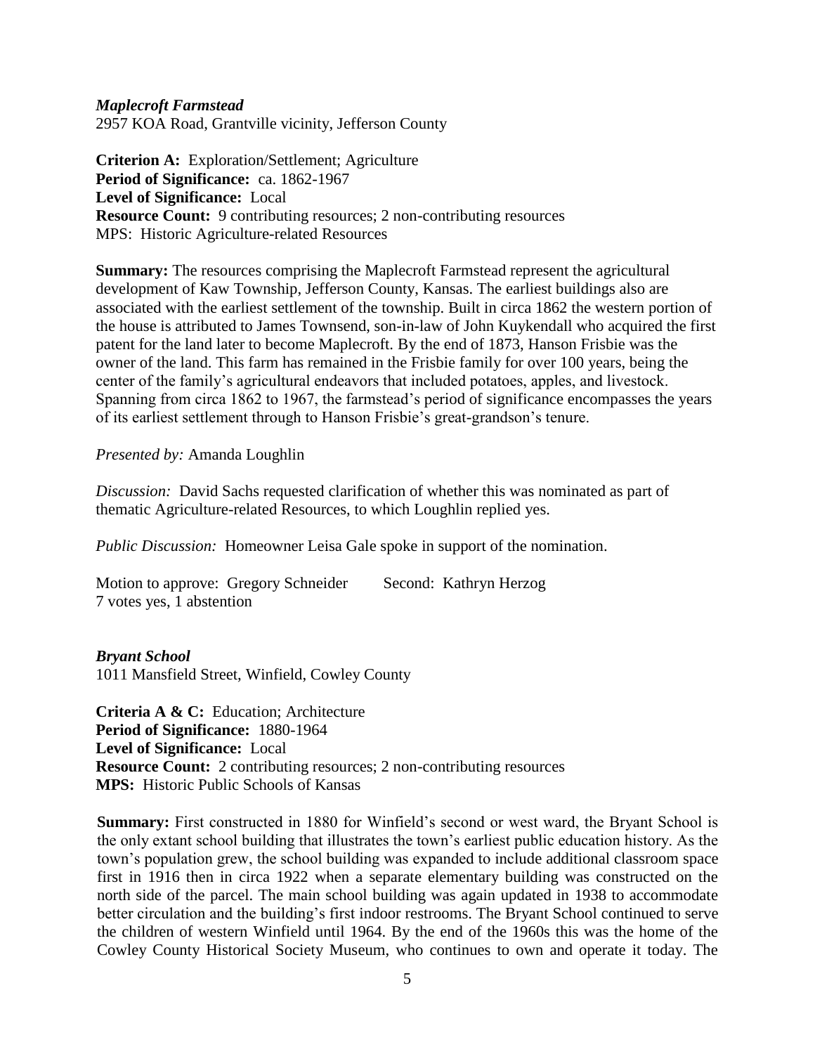***Maplecroft Farmstead***
2957 KOA Road, Grantville vicinity, Jefferson County

**Criterion A:** Exploration/Settlement; Agriculture
**Period of Significance:** ca. 1862-1967
**Level of Significance:** Local
**Resource Count:** 9 contributing resources; 2 non-contributing resources
MPS: Historic Agriculture-related Resources

**Summary:** The resources comprising the Maplecroft Farmstead represent the agricultural development of Kaw Township, Jefferson County, Kansas. The earliest buildings also are associated with the earliest settlement of the township. Built in circa 1862 the western portion of the house is attributed to James Townsend, son-in-law of John Kuykendall who acquired the first patent for the land later to become Maplecroft. By the end of 1873, Hanson Frisbie was the owner of the land. This farm has remained in the Frisbie family for over 100 years, being the center of the family's agricultural endeavors that included potatoes, apples, and livestock. Spanning from circa 1862 to 1967, the farmstead's period of significance encompasses the years of its earliest settlement through to Hanson Frisbie's great-grandson's tenure.

*Presented by:* Amanda Loughlin

*Discussion:* David Sachs requested clarification of whether this was nominated as part of thematic Agriculture-related Resources, to which Loughlin replied yes.

*Public Discussion:* Homeowner Leisa Gale spoke in support of the nomination.

Motion to approve: Gregory Schneider Second: Kathryn Herzog
7 votes yes, 1 abstention

***Bryant School***
1011 Mansfield Street, Winfield, Cowley County

**Criteria A & C:** Education; Architecture
**Period of Significance:** 1880-1964
**Level of Significance:** Local
**Resource Count:** 2 contributing resources; 2 non-contributing resources
**MPS:** Historic Public Schools of Kansas

**Summary:** First constructed in 1880 for Winfield's second or west ward, the Bryant School is the only extant school building that illustrates the town's earliest public education history. As the town's population grew, the school building was expanded to include additional classroom space first in 1916 then in circa 1922 when a separate elementary building was constructed on the north side of the parcel. The main school building was again updated in 1938 to accommodate better circulation and the building's first indoor restrooms. The Bryant School continued to serve the children of western Winfield until 1964. By the end of the 1960s this was the home of the Cowley County Historical Society Museum, who continues to own and operate it today. The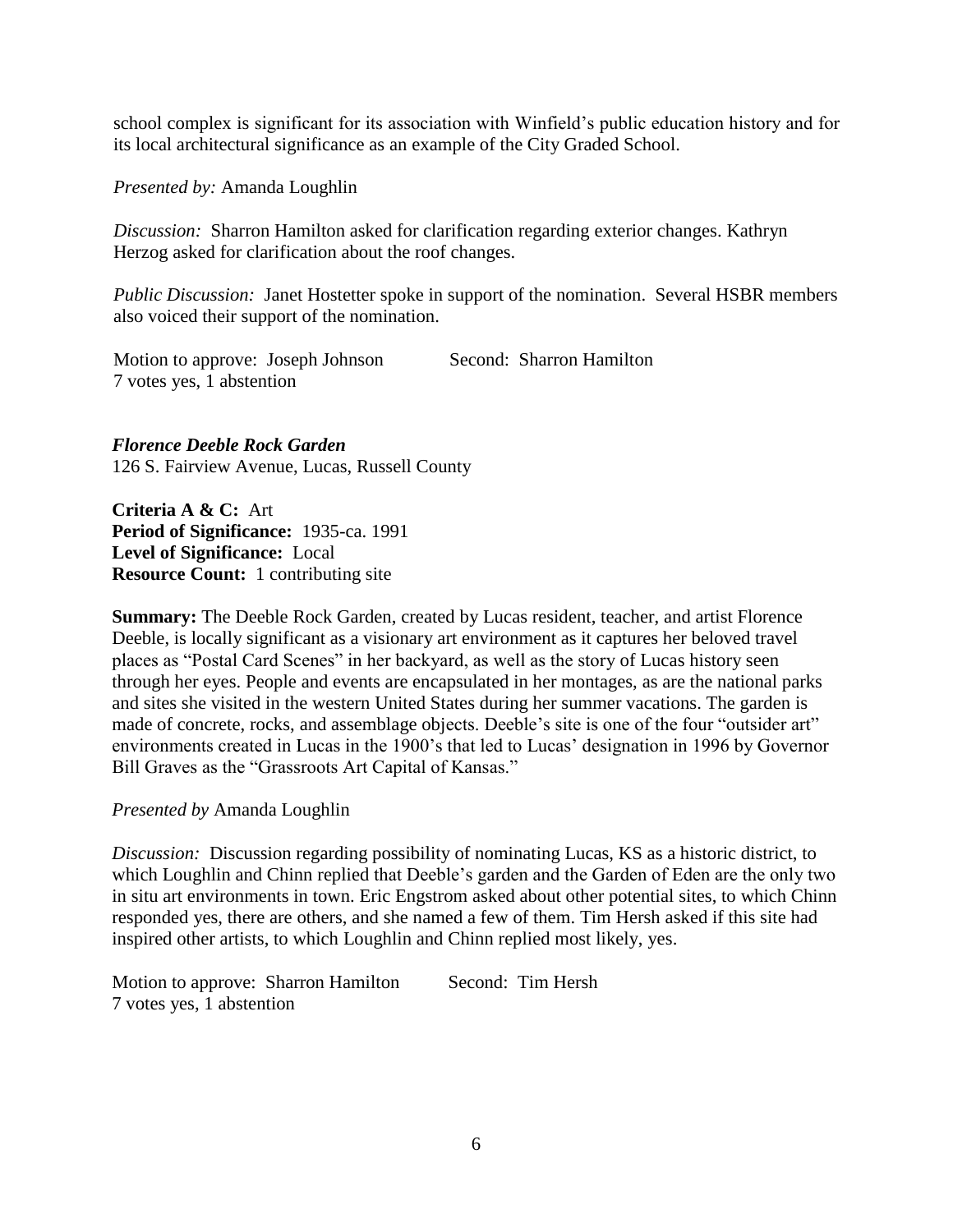school complex is significant for its association with Winfield's public education history and for its local architectural significance as an example of the City Graded School.

*Presented by:* Amanda Loughlin

*Discussion:* Sharron Hamilton asked for clarification regarding exterior changes. Kathryn Herzog asked for clarification about the roof changes.

*Public Discussion:* Janet Hostetter spoke in support of the nomination. Several HSBR members also voiced their support of the nomination.

Motion to approve: Joseph Johnson Second: Sharron Hamilton
7 votes yes, 1 abstention

***Florence Deeble Rock Garden***
126 S. Fairview Avenue, Lucas, Russell County

**Criteria A & C:** Art
**Period of Significance:** 1935-ca. 1991
**Level of Significance:** Local
**Resource Count:** 1 contributing site

**Summary:** The Deeble Rock Garden, created by Lucas resident, teacher, and artist Florence Deeble, is locally significant as a visionary art environment as it captures her beloved travel places as "Postal Card Scenes" in her backyard, as well as the story of Lucas history seen through her eyes. People and events are encapsulated in her montages, as are the national parks and sites she visited in the western United States during her summer vacations. The garden is made of concrete, rocks, and assemblage objects. Deeble's site is one of the four "outsider art" environments created in Lucas in the 1900's that led to Lucas' designation in 1996 by Governor Bill Graves as the "Grassroots Art Capital of Kansas."

*Presented by* Amanda Loughlin

*Discussion:* Discussion regarding possibility of nominating Lucas, KS as a historic district, to which Loughlin and Chinn replied that Deeble's garden and the Garden of Eden are the only two in situ art environments in town. Eric Engstrom asked about other potential sites, to which Chinn responded yes, there are others, and she named a few of them. Tim Hersh asked if this site had inspired other artists, to which Loughlin and Chinn replied most likely, yes.

Motion to approve: Sharron Hamilton Second: Tim Hersh
7 votes yes, 1 abstention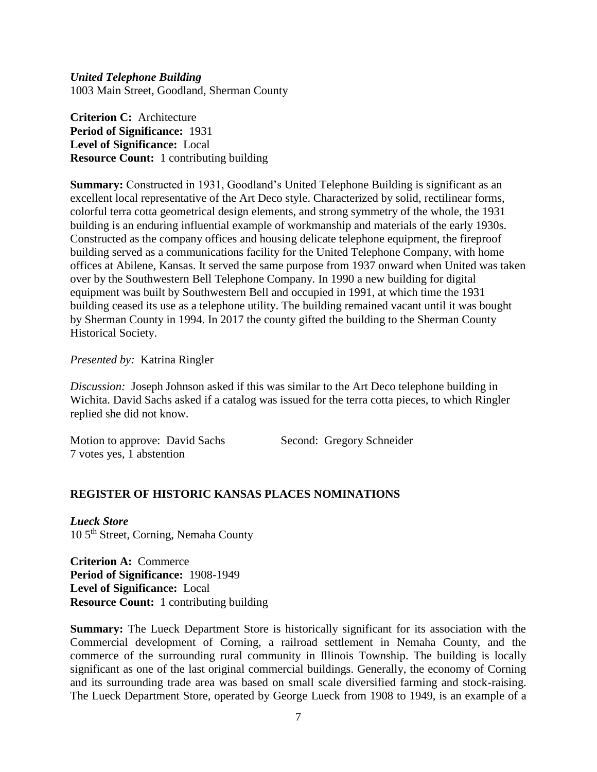***United Telephone Building***
1003 Main Street, Goodland, Sherman County

**Criterion C:** Architecture
**Period of Significance:** 1931
**Level of Significance:** Local
**Resource Count:** 1 contributing building

**Summary:** Constructed in 1931, Goodland's United Telephone Building is significant as an excellent local representative of the Art Deco style. Characterized by solid, rectilinear forms, colorful terra cotta geometrical design elements, and strong symmetry of the whole, the 1931 building is an enduring influential example of workmanship and materials of the early 1930s. Constructed as the company offices and housing delicate telephone equipment, the fireproof building served as a communications facility for the United Telephone Company, with home offices at Abilene, Kansas. It served the same purpose from 1937 onward when United was taken over by the Southwestern Bell Telephone Company. In 1990 a new building for digital equipment was built by Southwestern Bell and occupied in 1991, at which time the 1931 building ceased its use as a telephone utility. The building remained vacant until it was bought by Sherman County in 1994. In 2017 the county gifted the building to the Sherman County Historical Society.

*Presented by:* Katrina Ringler

*Discussion:* Joseph Johnson asked if this was similar to the Art Deco telephone building in Wichita. David Sachs asked if a catalog was issued for the terra cotta pieces, to which Ringler replied she did not know.

Motion to approve: David Sachs          Second: Gregory Schneider
7 votes yes, 1 abstention

## REGISTER OF HISTORIC KANSAS PLACES NOMINATIONS

***Lueck Store***
10 5th Street, Corning, Nemaha County

**Criterion A:** Commerce
**Period of Significance:** 1908-1949
**Level of Significance:** Local
**Resource Count:** 1 contributing building

**Summary:** The Lueck Department Store is historically significant for its association with the Commercial development of Corning, a railroad settlement in Nemaha County, and the commerce of the surrounding rural community in Illinois Township. The building is locally significant as one of the last original commercial buildings. Generally, the economy of Corning and its surrounding trade area was based on small scale diversified farming and stock-raising. The Lueck Department Store, operated by George Lueck from 1908 to 1949, is an example of a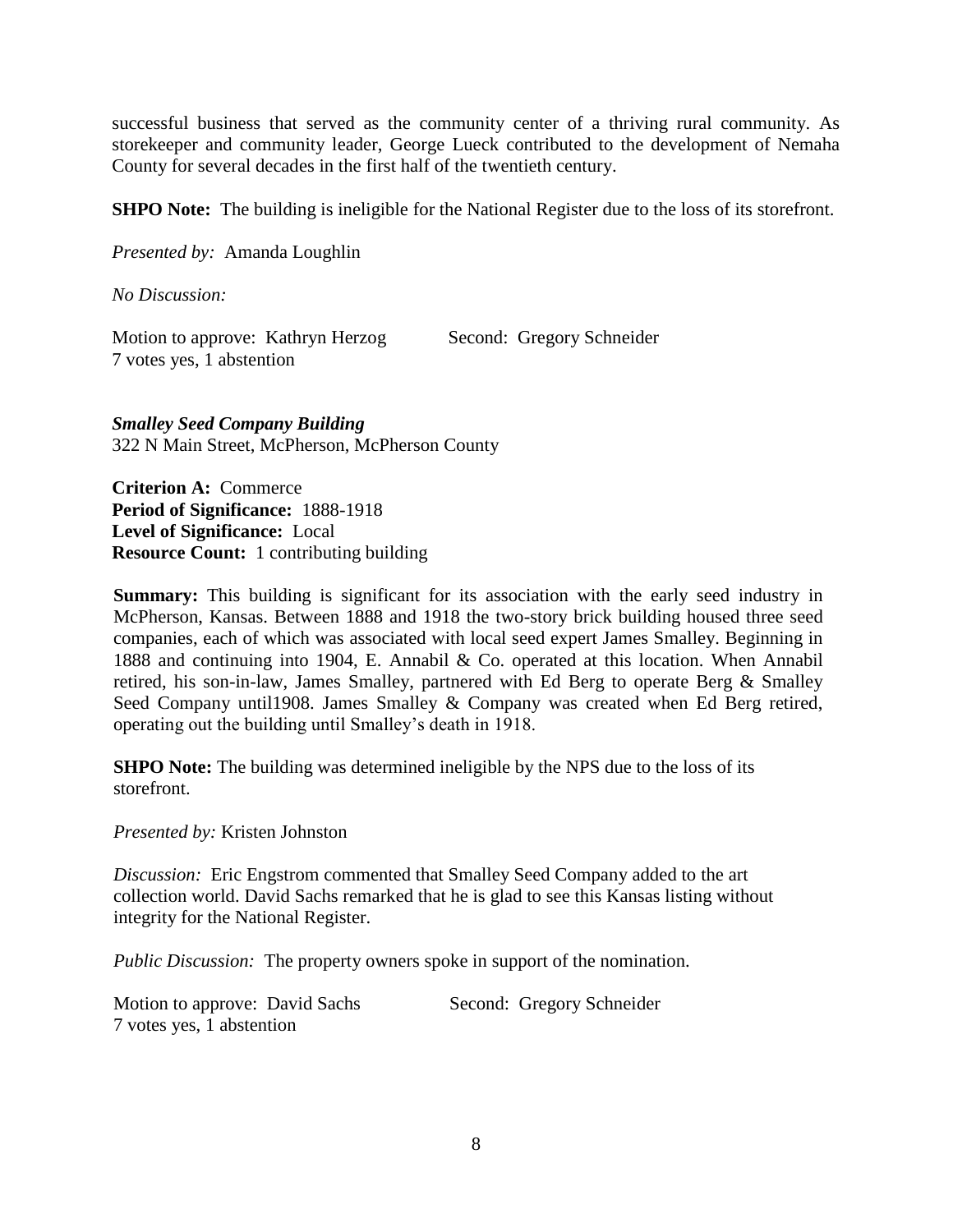successful business that served as the community center of a thriving rural community. As storekeeper and community leader, George Lueck contributed to the development of Nemaha County for several decades in the first half of the twentieth century.

**SHPO Note:** The building is ineligible for the National Register due to the loss of its storefront.

*Presented by:* Amanda Loughlin

*No Discussion:*

Motion to approve: Kathryn Herzog Second: Gregory Schneider
7 votes yes, 1 abstention

***Smalley Seed Company Building***
322 N Main Street, McPherson, McPherson County

**Criterion A:** Commerce
**Period of Significance:** 1888-1918
**Level of Significance:** Local
**Resource Count:** 1 contributing building

**Summary:** This building is significant for its association with the early seed industry in McPherson, Kansas. Between 1888 and 1918 the two-story brick building housed three seed companies, each of which was associated with local seed expert James Smalley. Beginning in 1888 and continuing into 1904, E. Annabil & Co. operated at this location. When Annabil retired, his son-in-law, James Smalley, partnered with Ed Berg to operate Berg & Smalley Seed Company until1908. James Smalley & Company was created when Ed Berg retired, operating out the building until Smalley's death in 1918.

**SHPO Note:** The building was determined ineligible by the NPS due to the loss of its storefront.

*Presented by:* Kristen Johnston

*Discussion:* Eric Engstrom commented that Smalley Seed Company added to the art collection world. David Sachs remarked that he is glad to see this Kansas listing without integrity for the National Register.

*Public Discussion:* The property owners spoke in support of the nomination.

Motion to approve: David Sachs Second: Gregory Schneider
7 votes yes, 1 abstention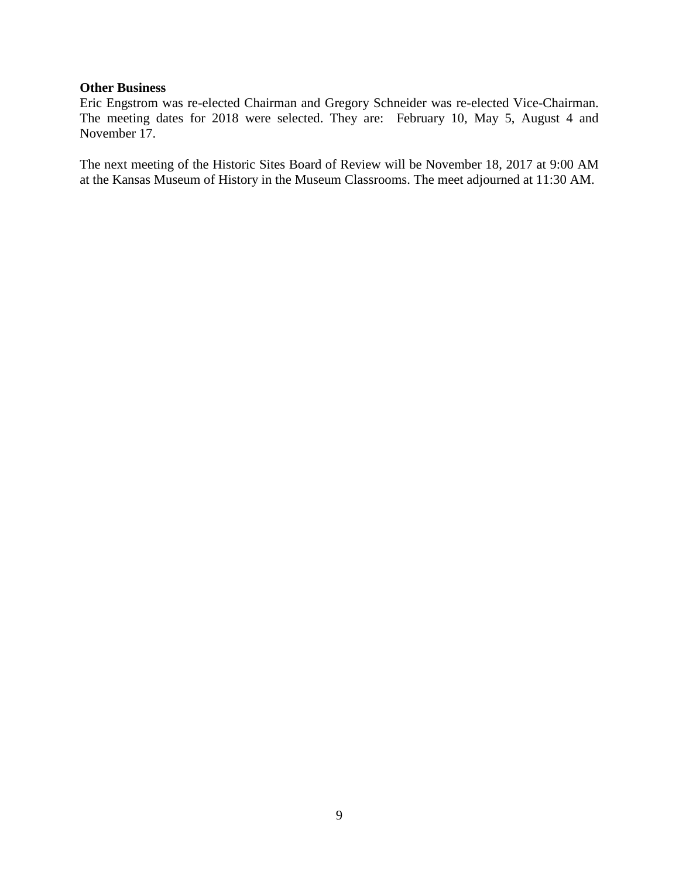**Other Business**

Eric Engstrom was re-elected Chairman and Gregory Schneider was re-elected Vice-Chairman. The meeting dates for 2018 were selected. They are: February 10, May 5, August 4 and November 17.

The next meeting of the Historic Sites Board of Review will be November 18, 2017 at 9:00 AM at the Kansas Museum of History in the Museum Classrooms. The meet adjourned at 11:30 AM.